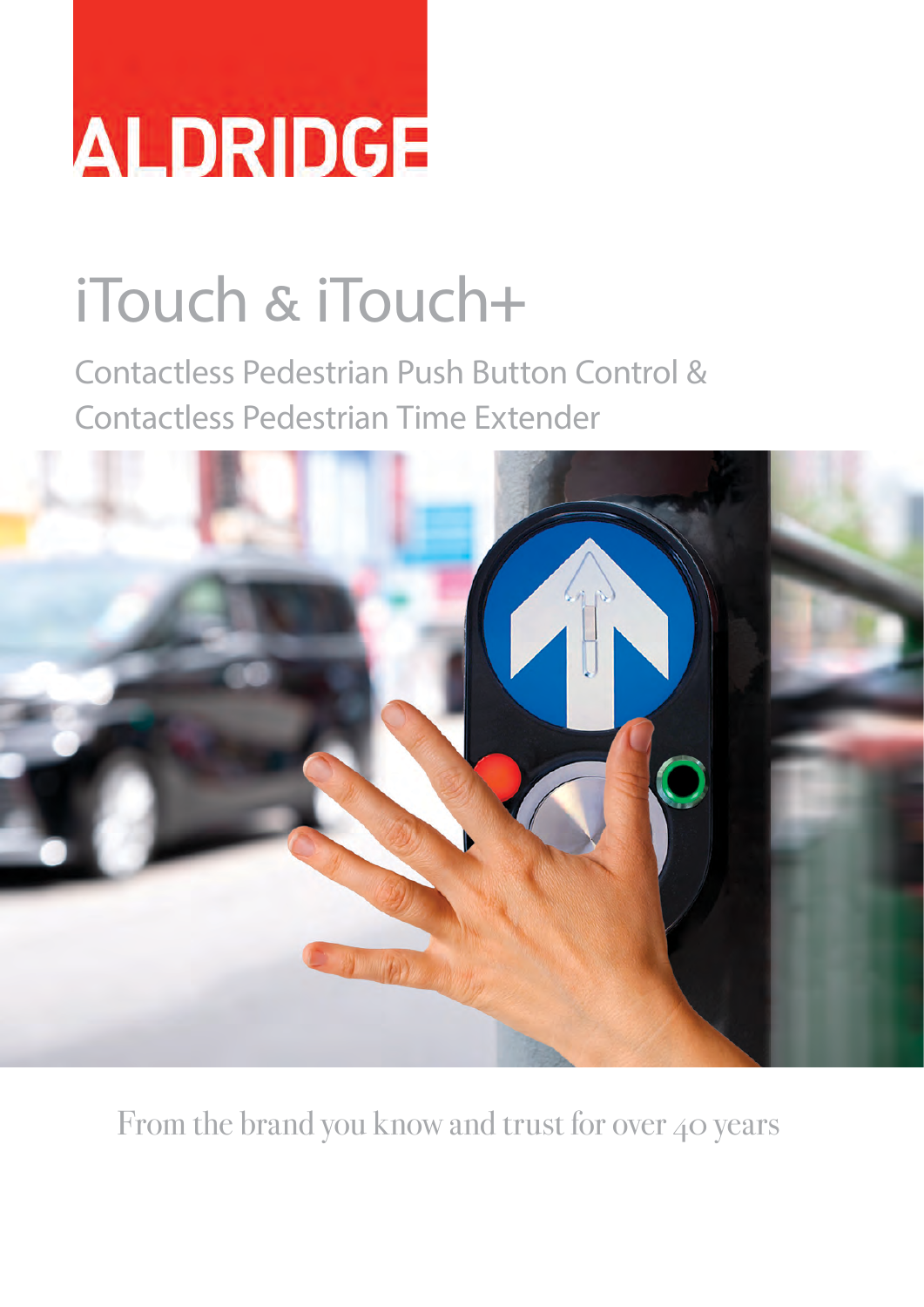ALDRIDGE

# iTouch & iTouch+

## Contactless Pedestrian Push Button Control & Contactless Pedestrian Time Extender

From the brand you know and trust for over 40 years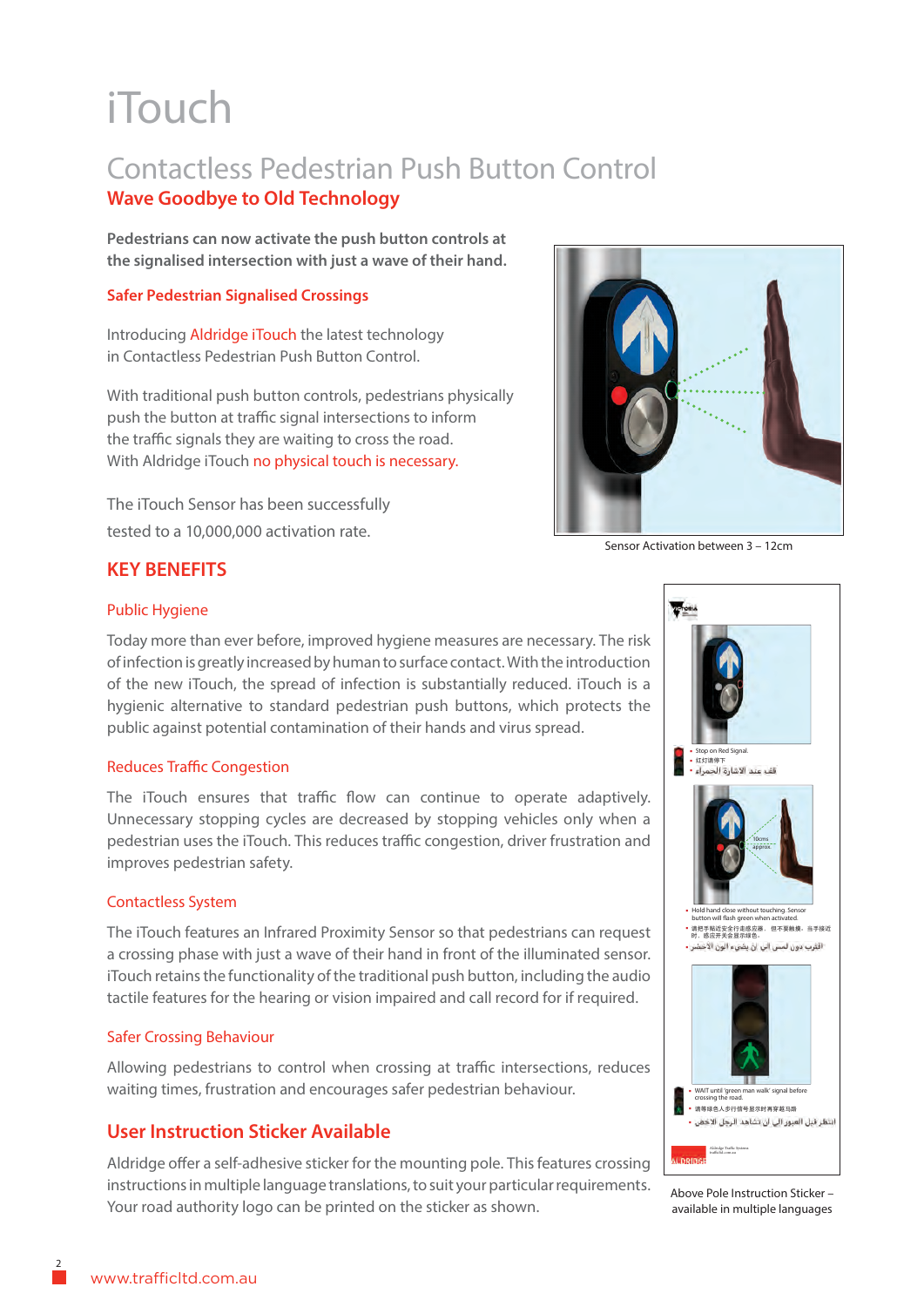# iTouch

## Contactless Pedestrian Push Button Control

### Wave Goodbye to Old Technology

**Pedestrians can now activate the push button controls at the signalised intersection with just a wave of their hand.**

### Safer Pedestrian Signalised Crossings

Introducing Aldridge iTouch the latest technology in Contactless Pedestrian Push Button Control.

With traditional push button controls, pedestrians physically push the button at traffic signal intersections to inform the traffic signals they are waiting to cross the road. With Aldridge iTouch no physical touch is necessary.

The iTouch Sensor has been successfully tested to a 10,000,000 activation rate.

Sensor Activation between 3 – 12cm

## KEY BENEFITS

### Public Hygiene

Today more than ever before, improved hygiene measures are necessary. The risk of infection is greatly increased by human to surface contact. With the introduction of the new iTouch, the spread of infection is substantially reduced. iTouch is a hygienic alternative to standard pedestrian push buttons, which protects the public against potential contamination of their hands and virus spread.

### Reduces Traffic Congestion

The iTouch ensures that traffic flow can continue to operate adaptively. Unnecessary stopping cycles are decreased by stopping vehicles only when a pedestrian uses the iTouch. This reduces traffic congestion, driver frustration and improves pedestrian safety.

### Contactless System

The iTouch features an Infrared Proximity Sensor so that pedestrians can request a crossing phase with just a wave of their hand in front of the illuminated sensor. iTouch retains the functionality of the traditional push button, including the audio tactile features for the hearing or vision impaired and call record for if required.

### Safer Crossing Behaviour

Allowing pedestrians to control when crossing at traffic intersections, reduces waiting times, frustration and encourages safer pedestrian behaviour.

## User Instruction Sticker Available

Aldridge offer a self-adhesive sticker for the mounting pole. This features crossing instructions in multiple language translations, to suit your particular requirements. Your road authority logo can be printed on the sticker as shown.

Above Pole Instruction Sticker – available in multiple languages

www.trafficltd.com.au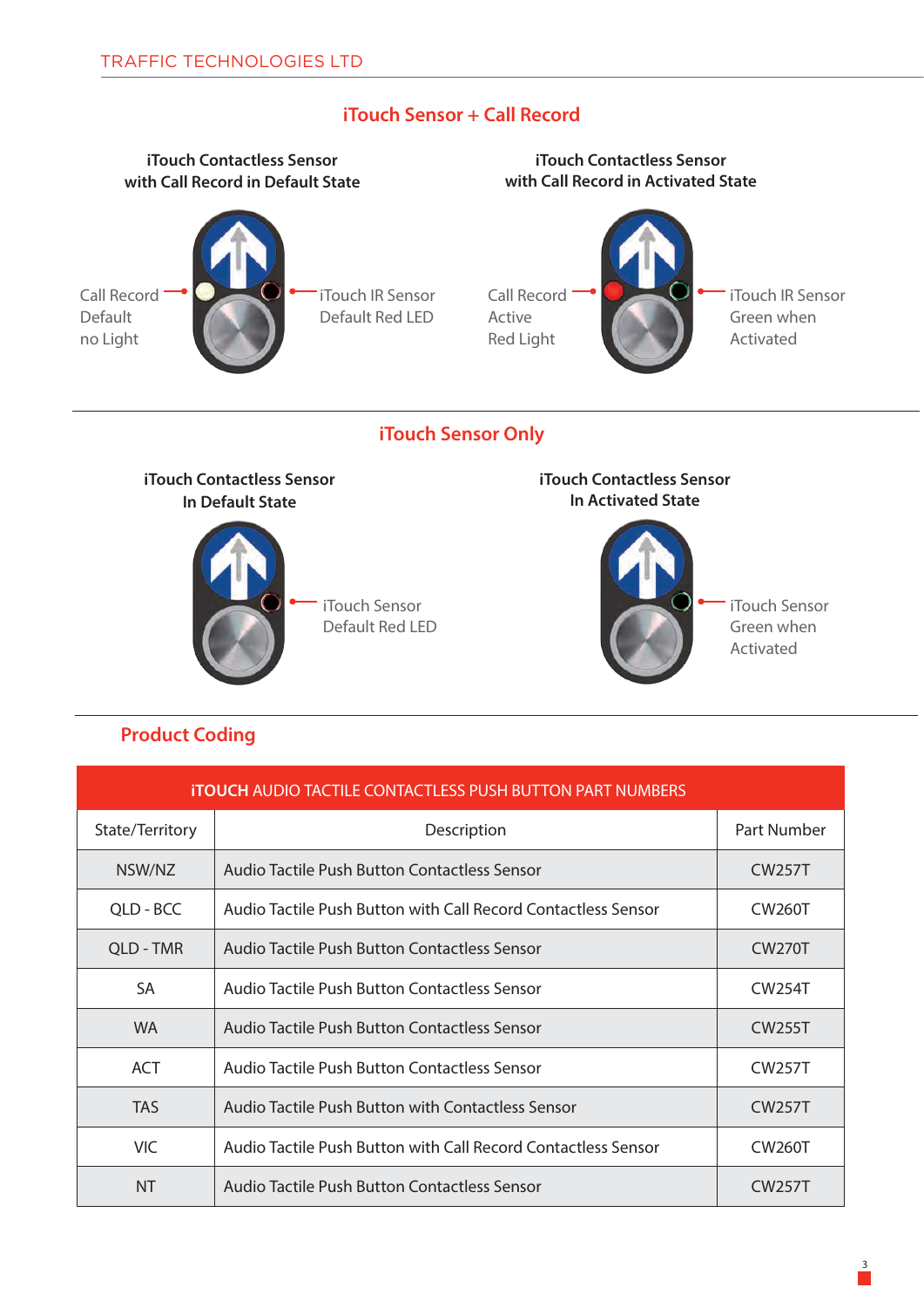## iTouch Sensor + Call Record

**iTouch Contactless Sensor with Call Record in Default State**

Call Record Default no Light

iTouch IR Sensor Default Red LED

**iTouch Contactless Sensor with Call Record in Activated State**

Call Record Active Red Light

iTouch IR Sensor Green when Activated

## iTouch Sensor Only

**iTouch Contactless Sensor In Default State**

iTouch Sensor Default Red LED

**iTouch Contactless Sensor In Activated State**

iTouch Sensor Green when Activated

## Product Coding

| **iTOUCH** AUDIO TACTILE CONTACTLESS PUSH BUTTON PART NUMBERS | | |
|---|---|---|
| State/Territory | Description | Part Number |
| NSW/NZ | Audio Tactile Push Button Contactless Sensor | CW257T |
| QLD - BCC | Audio Tactile Push Button with Call Record Contactless Sensor | CW260T |
| QLD - TMR | Audio Tactile Push Button Contactless Sensor | CW270T |
| SA | Audio Tactile Push Button Contactless Sensor | CW254T |
| WA | Audio Tactile Push Button Contactless Sensor | CW255T |
| ACT | Audio Tactile Push Button Contactless Sensor | CW257T |
| TAS | Audio Tactile Push Button with Contactless Sensor | CW257T |
| VIC | Audio Tactile Push Button with Call Record Contactless Sensor | CW260T |
| NT | Audio Tactile Push Button Contactless Sensor | CW257T |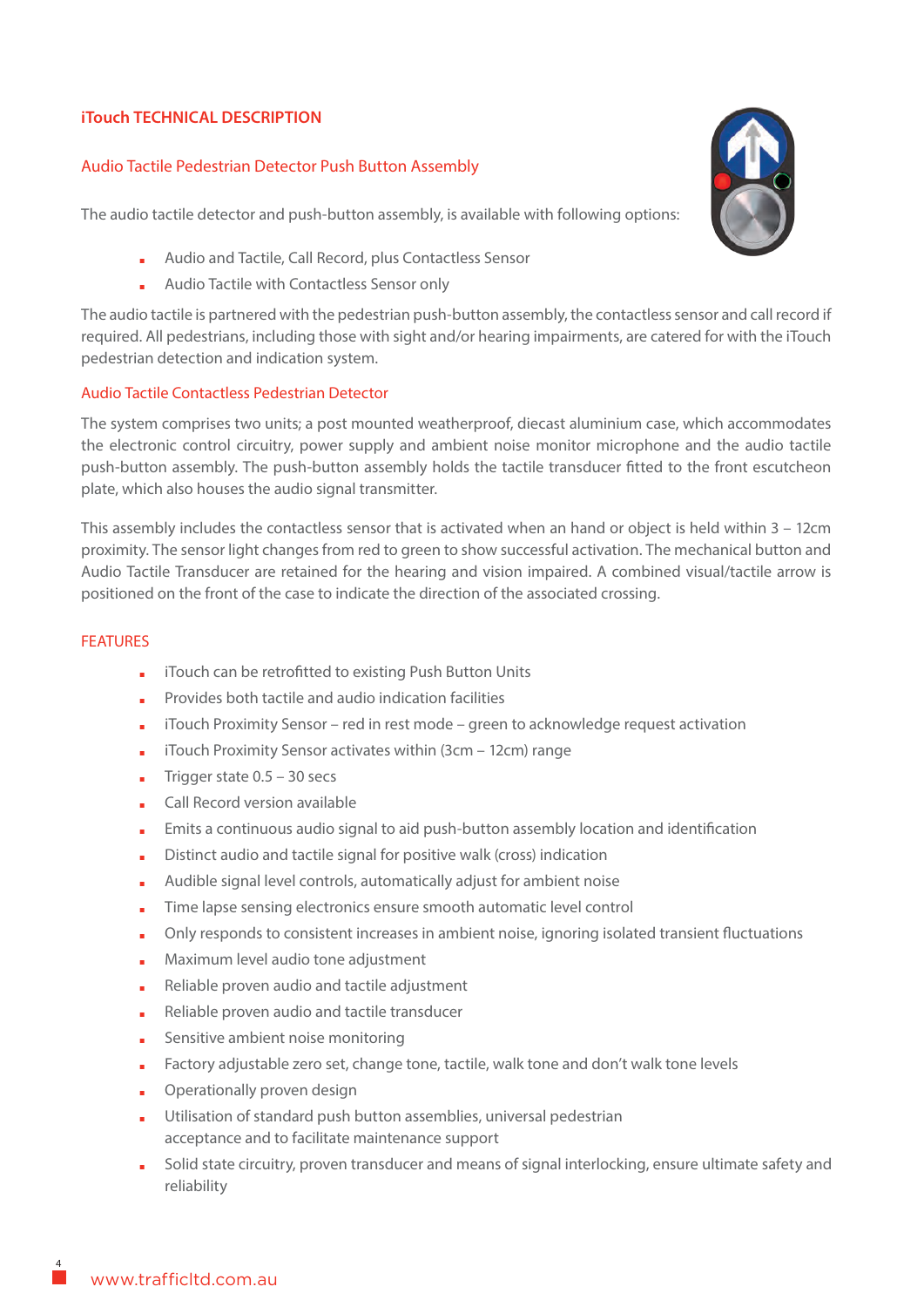# iTouch TECHNICAL DESCRIPTION

## Audio Tactile Pedestrian Detector Push Button Assembly

The audio tactile detector and push-button assembly, is available with following options:

- Audio and Tactile, Call Record, plus Contactless Sensor
- Audio Tactile with Contactless Sensor only

The audio tactile is partnered with the pedestrian push-button assembly, the contactless sensor and call record if required. All pedestrians, including those with sight and/or hearing impairments, are catered for with the iTouch pedestrian detection and indication system.

## Audio Tactile Contactless Pedestrian Detector

The system comprises two units; a post mounted weatherproof, diecast aluminium case, which accommodates the electronic control circuitry, power supply and ambient noise monitor microphone and the audio tactile push-button assembly. The push-button assembly holds the tactile transducer fitted to the front escutcheon plate, which also houses the audio signal transmitter.

This assembly includes the contactless sensor that is activated when an hand or object is held within 3 – 12cm proximity. The sensor light changes from red to green to show successful activation. The mechanical button and Audio Tactile Transducer are retained for the hearing and vision impaired. A combined visual/tactile arrow is positioned on the front of the case to indicate the direction of the associated crossing.

## FEATURES

- iTouch can be retrofitted to existing Push Button Units
- Provides both tactile and audio indication facilities
- iTouch Proximity Sensor – red in rest mode – green to acknowledge request activation
- iTouch Proximity Sensor activates within (3cm – 12cm) range
- Trigger state 0.5 – 30 secs
- Call Record version available
- Emits a continuous audio signal to aid push-button assembly location and identification
- Distinct audio and tactile signal for positive walk (cross) indication
- Audible signal level controls, automatically adjust for ambient noise
- Time lapse sensing electronics ensure smooth automatic level control
- Only responds to consistent increases in ambient noise, ignoring isolated transient fluctuations
- Maximum level audio tone adjustment
- Reliable proven audio and tactile adjustment
- Reliable proven audio and tactile transducer
- Sensitive ambient noise monitoring
- Factory adjustable zero set, change tone, tactile, walk tone and don't walk tone levels
- Operationally proven design
- Utilisation of standard push button assemblies, universal pedestrian acceptance and to facilitate maintenance support
- Solid state circuitry, proven transducer and means of signal interlocking, ensure ultimate safety and reliability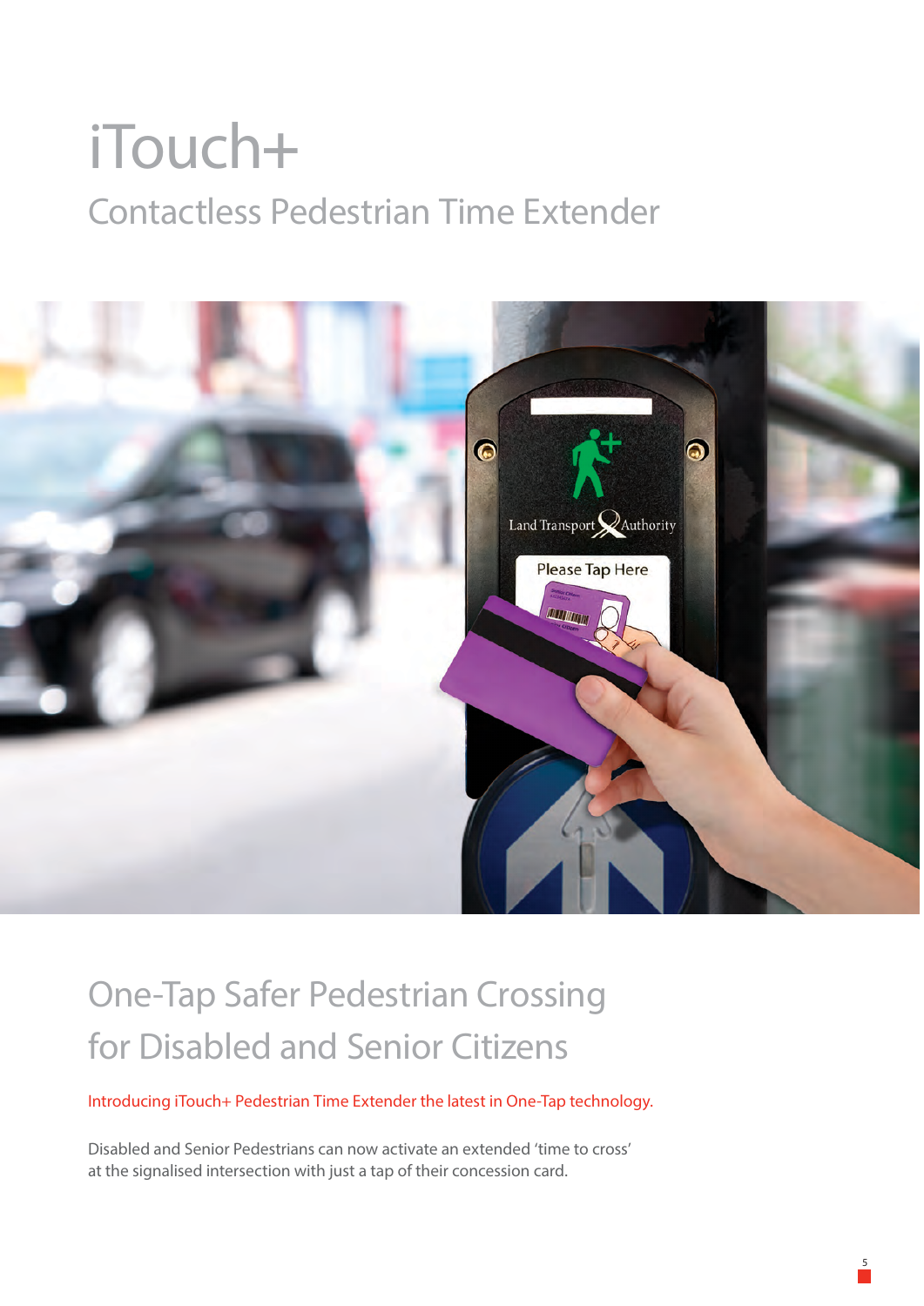# iTouch+

## Contactless Pedestrian Time Extender

## One-Tap Safer Pedestrian Crossing for Disabled and Senior Citizens

Introducing iTouch+ Pedestrian Time Extender the latest in One-Tap technology.

Disabled and Senior Pedestrians can now activate an extended 'time to cross' at the signalised intersection with just a tap of their concession card.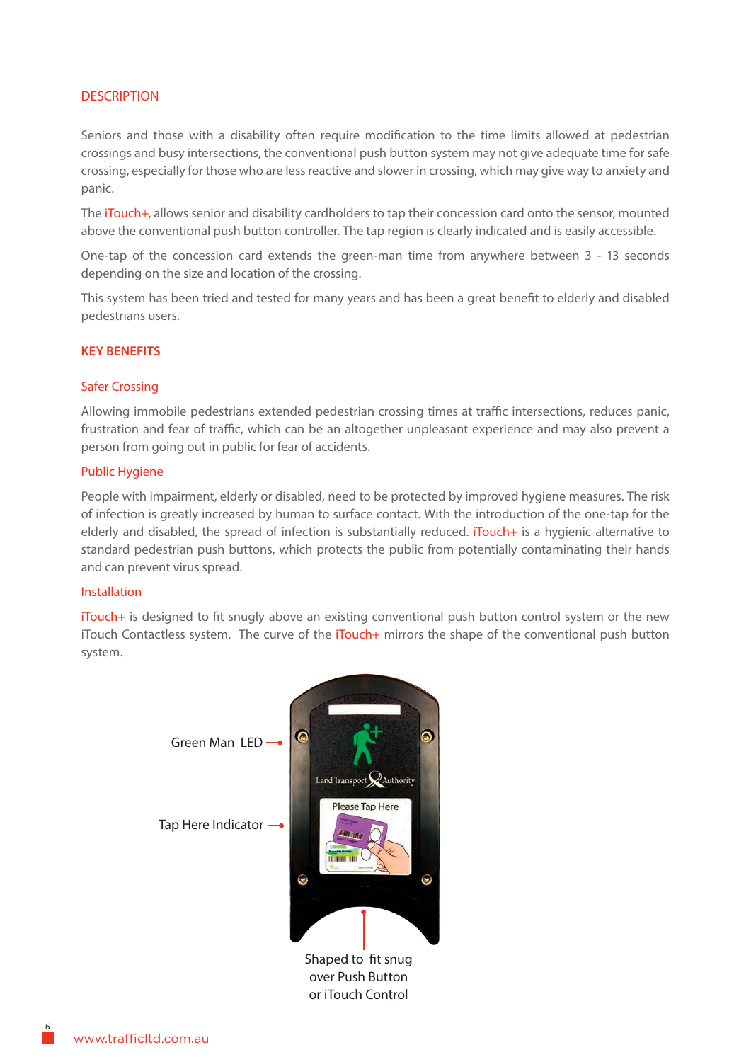## DESCRIPTION

Seniors and those with a disability often require modification to the time limits allowed at pedestrian crossings and busy intersections, the conventional push button system may not give adequate time for safe crossing, especially for those who are less reactive and slower in crossing, which may give way to anxiety and panic.

The iTouch+, allows senior and disability cardholders to tap their concession card onto the sensor, mounted above the conventional push button controller. The tap region is clearly indicated and is easily accessible.

One-tap of the concession card extends the green-man time from anywhere between 3 - 13 seconds depending on the size and location of the crossing.

This system has been tried and tested for many years and has been a great benefit to elderly and disabled pedestrians users.

## KEY BENEFITS

### Safer Crossing

Allowing immobile pedestrians extended pedestrian crossing times at traffic intersections, reduces panic, frustration and fear of traffic, which can be an altogether unpleasant experience and may also prevent a person from going out in public for fear of accidents.

### Public Hygiene

People with impairment, elderly or disabled, need to be protected by improved hygiene measures. The risk of infection is greatly increased by human to surface contact. With the introduction of the one-tap for the elderly and disabled, the spread of infection is substantially reduced. iTouch+ is a hygienic alternative to standard pedestrian push buttons, which protects the public from potentially contaminating their hands and can prevent virus spread.

### Installation

iTouch+ is designed to fit snugly above an existing conventional push button control system or the new iTouch Contactless system. The curve of the iTouch+ mirrors the shape of the conventional push button system.

Green Man LED

Tap Here Indicator

Shaped to fit snug over Push Button or iTouch Control

www.trafficltd.com.au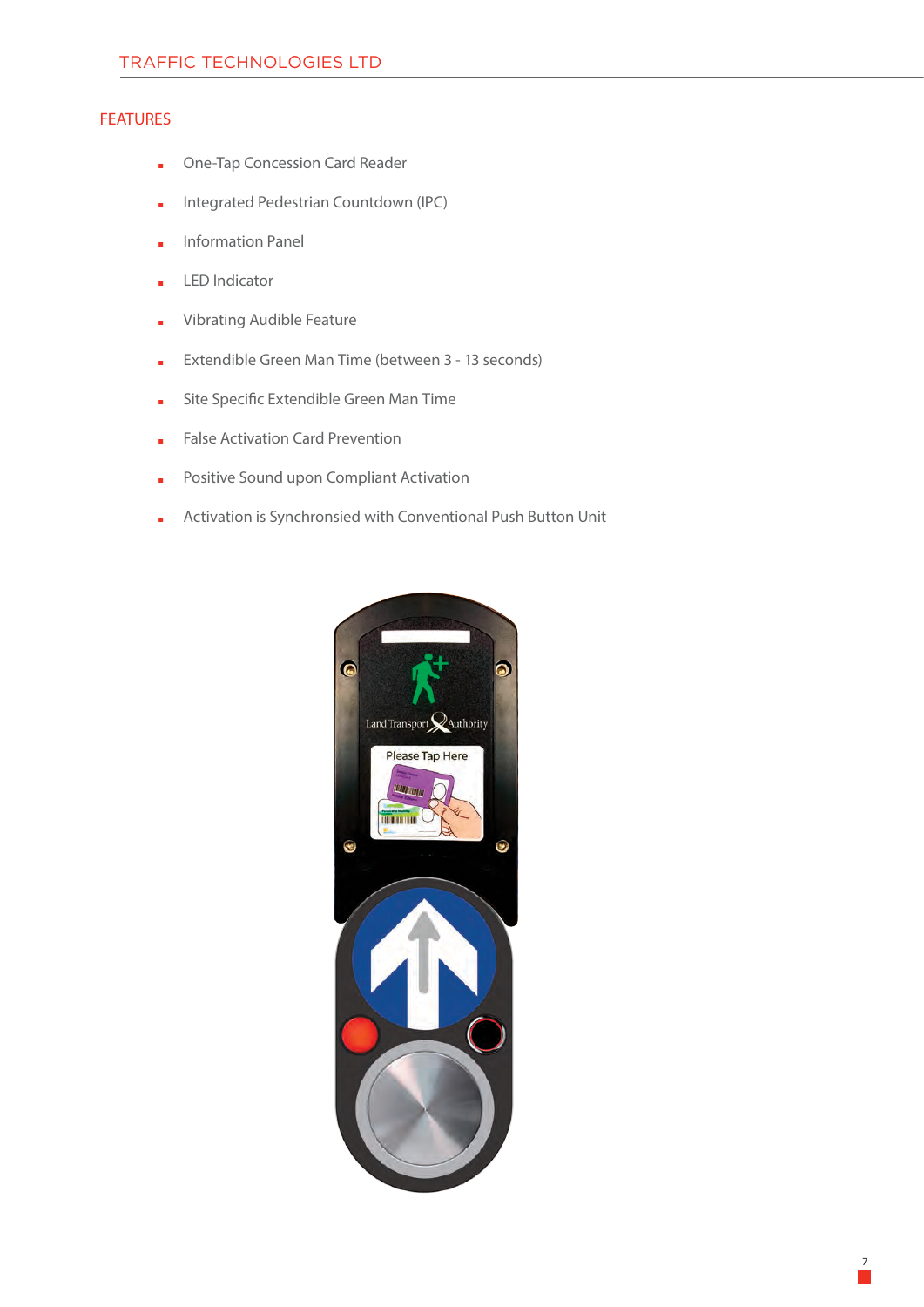## FEATURES

- One-Tap Concession Card Reader
- Integrated Pedestrian Countdown (IPC)
- Information Panel
- LED Indicator
- Vibrating Audible Feature
- Extendible Green Man Time (between 3 - 13 seconds)
- Site Specific Extendible Green Man Time
- False Activation Card Prevention
- Positive Sound upon Compliant Activation
- Activation is Synchronsied with Conventional Push Button Unit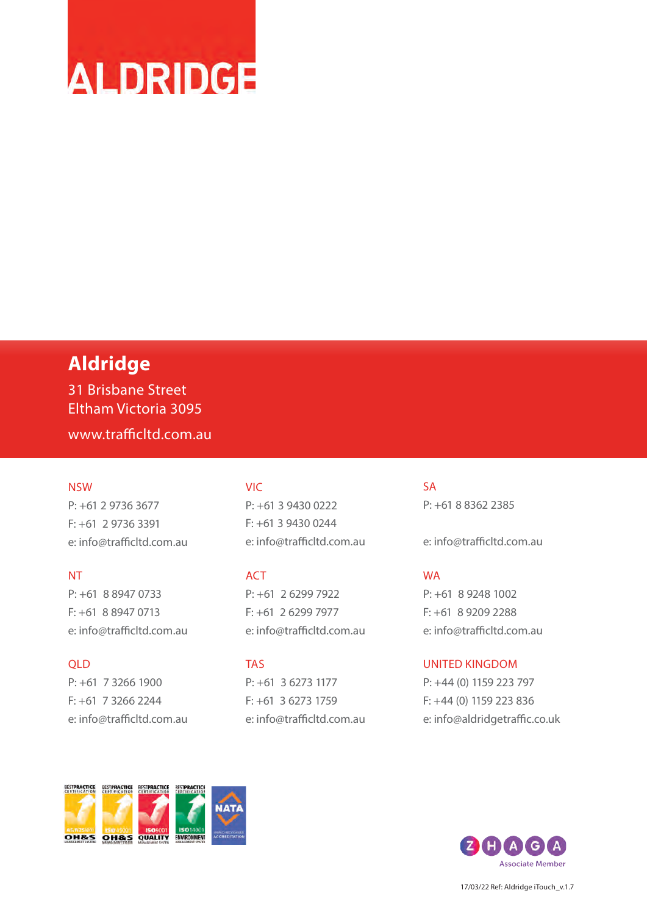ALDRIDGE

## Aldridge

31 Brisbane Street
Eltham Victoria 3095

www.trafficltd.com.au

**NSW**
P: +61 2 9736 3677
F: +61 2 9736 3391
e: info@trafficltd.com.au

**VIC**
P: +61 3 9430 0222
F: +61 3 9430 0244
e: info@trafficltd.com.au

**SA**
P: +61 8 8362 2385
e: info@trafficltd.com.au

**NT**
P: +61 8 8947 0733
F: +61 8 8947 0713
e: info@trafficltd.com.au

**ACT**
P: +61 2 6299 7922
F: +61 2 6299 7977
e: info@trafficltd.com.au

**WA**
P: +61 8 9248 1002
F: +61 8 9209 2288
e: info@trafficltd.com.au

**QLD**
P: +61 7 3266 1900
F: +61 7 3266 2244
e: info@trafficltd.com.au

**TAS**
P: +61 3 6273 1177
F: +61 3 6273 1759
e: info@trafficltd.com.au

**UNITED KINGDOM**
P: +44 (0) 1159 223 797
F: +44 (0) 1159 223 836
e: info@aldridgetraffic.co.uk

BEST PRACTICE CERTIFICATION AS/NZS 4801 OH&S MANAGEMENT SYSTEM
BEST PRACTICE CERTIFICATION ISO 45001 OH&S MANAGEMENT SYSTEM
BEST PRACTICE CERTIFICATION ISO 9001 QUALITY MANAGEMENT SYSTEM
BEST PRACTICE CERTIFICATION ISO 14001 ENVIRONMENT MANAGEMENT SYSTEM
NATA ACCREDITATION

ZHAGA Associate Member

17/03/22 Ref: Aldridge iTouch_v.1.7